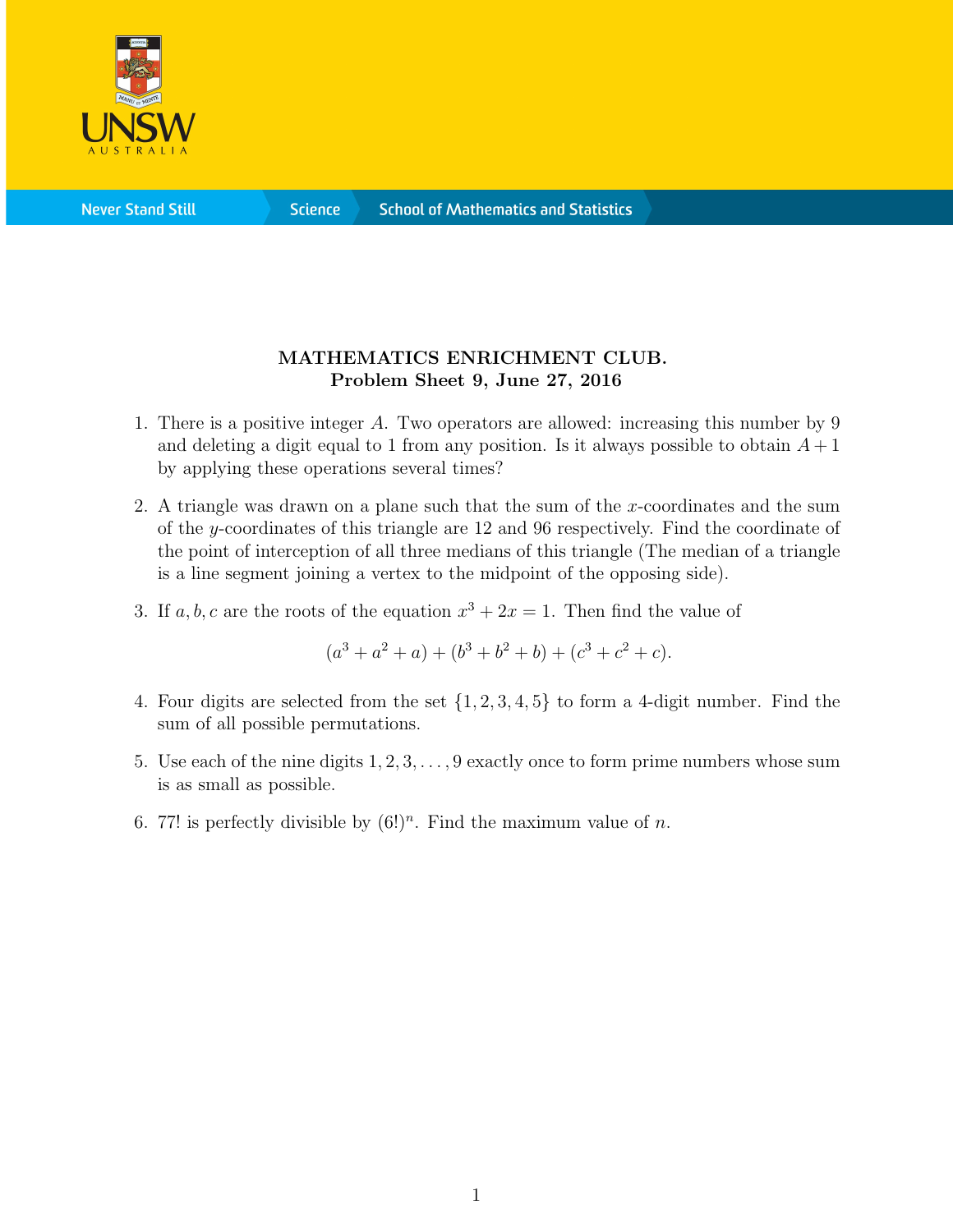**MATHEMATICS ENRICHMENT CLUB.**
**Problem Sheet 9, June 27, 2016**

1. There is a positive integer $A$. Two operators are allowed: increasing this number by 9 and deleting a digit equal to 1 from any position. Is it always possible to obtain $A+1$ by applying these operations several times?

2. A triangle was drawn on a plane such that the sum of the $x$-coordinates and the sum of the $y$-coordinates of this triangle are 12 and 96 respectively. Find the coordinate of the point of interception of all three medians of this triangle (The median of a triangle is a line segment joining a vertex to the midpoint of the opposing side).

3. If $a, b, c$ are the roots of the equation $x^3 + 2x = 1$. Then find the value of
$$(a^3 + a^2 + a) + (b^3 + b^2 + b) + (c^3 + c^2 + c).$$

4. Four digits are selected from the set $\{1, 2, 3, 4, 5\}$ to form a 4-digit number. Find the sum of all possible permutations.

5. Use each of the nine digits $1, 2, 3, \ldots, 9$ exactly once to form prime numbers whose sum is as small as possible.

6. $77!$ is perfectly divisible by $(6!)^n$. Find the maximum value of $n$.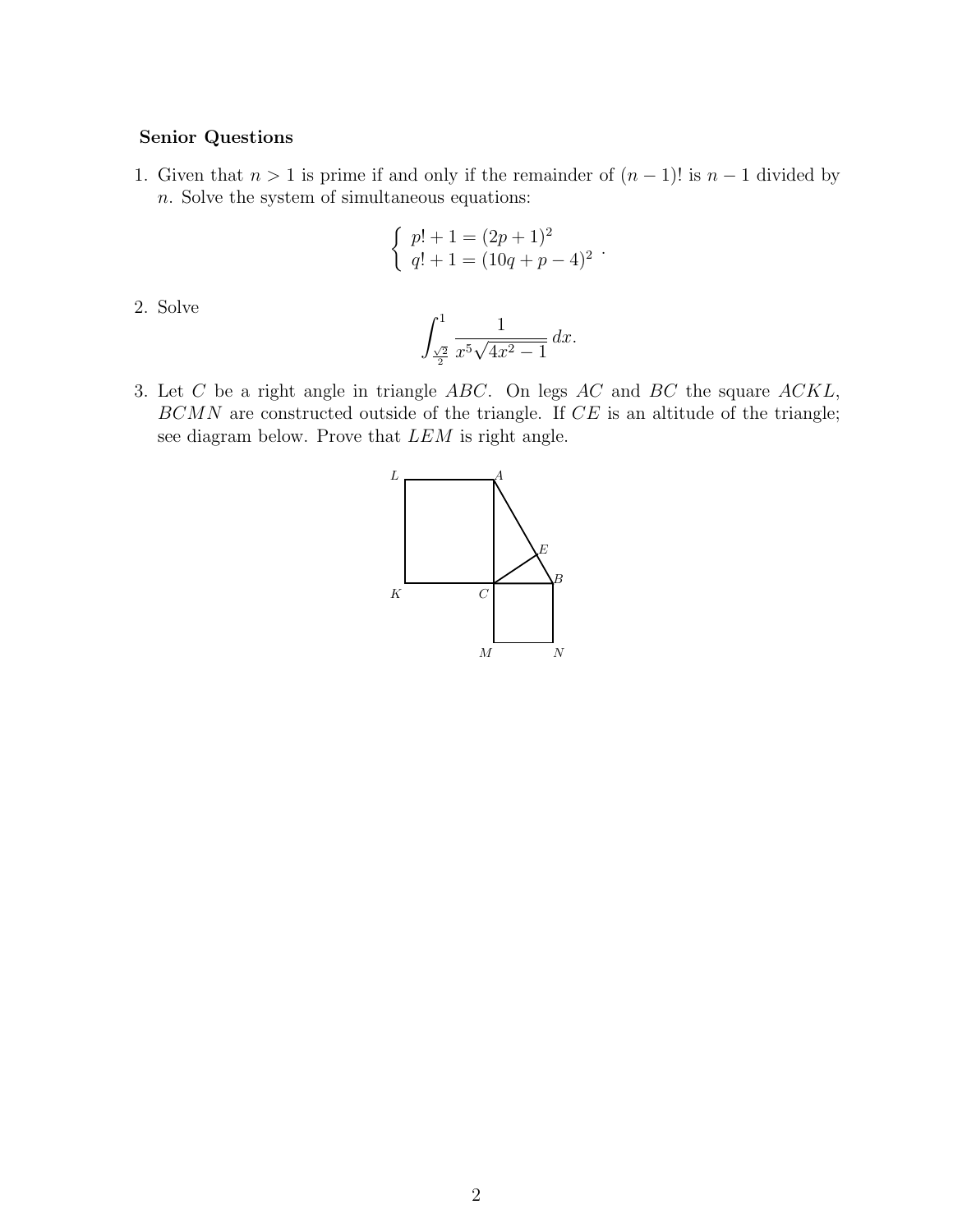**Senior Questions**

1. Given that $n > 1$ is prime if and only if the remainder of $(n-1)!$ is $n-1$ divided by $n$. Solve the system of simultaneous equations:

$$\begin{cases} p! + 1 = (2p+1)^2 \\ q! + 1 = (10q + p - 4)^2 \end{cases}.$$

2. Solve

$$\int_{\frac{\sqrt{2}}{2}}^{1} \frac{1}{x^5\sqrt{4x^2-1}}\,dx.$$

3. Let $C$ be a right angle in triangle $ABC$. On legs $AC$ and $BC$ the square $ACKL$, $BCMN$ are constructed outside of the triangle. If $CE$ is an altitude of the triangle; see diagram below. Prove that $LEM$ is right angle.

L

A

E

B

K

C

M

N